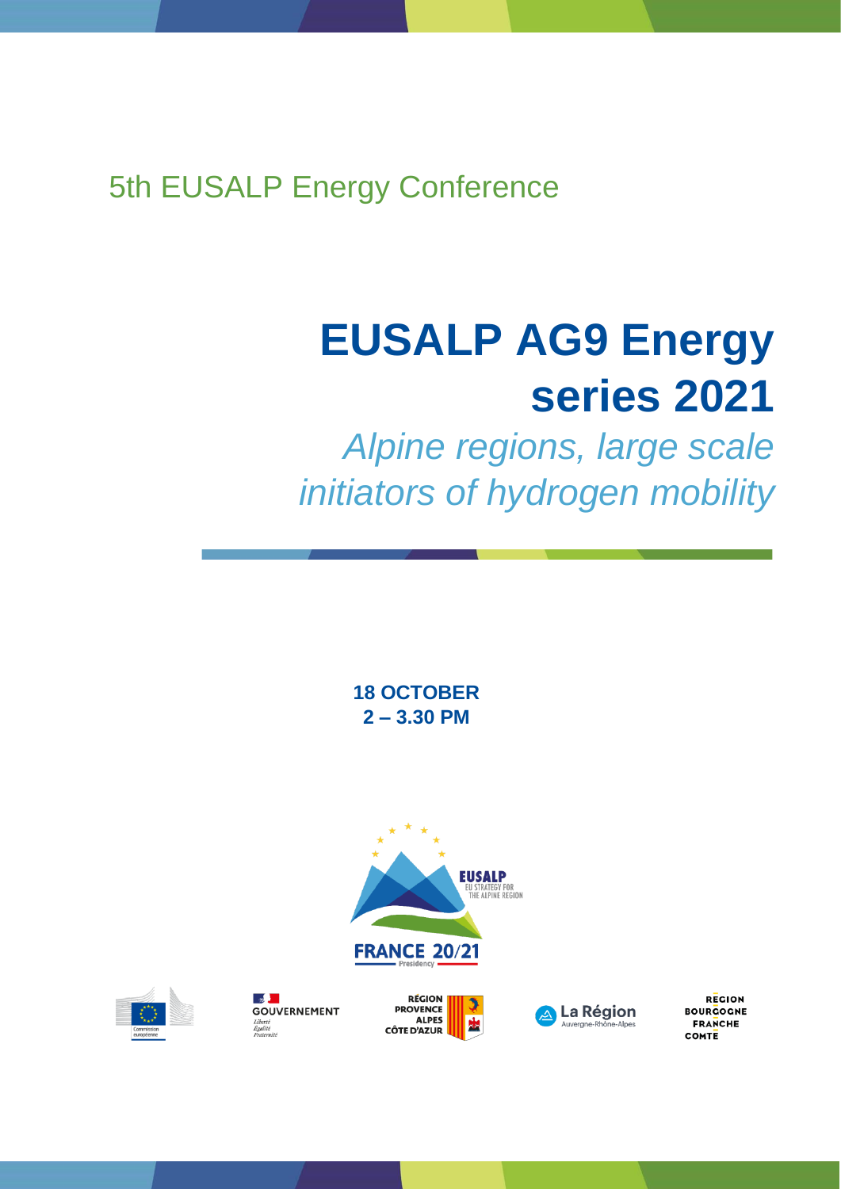5th EUSALP Energy Conference

# EUSALP AG9 Energy series 2021

*Alpine regions, large scale initiators of hydrogen mobility*

**18 OCTOBER**
**2 – 3.30 PM**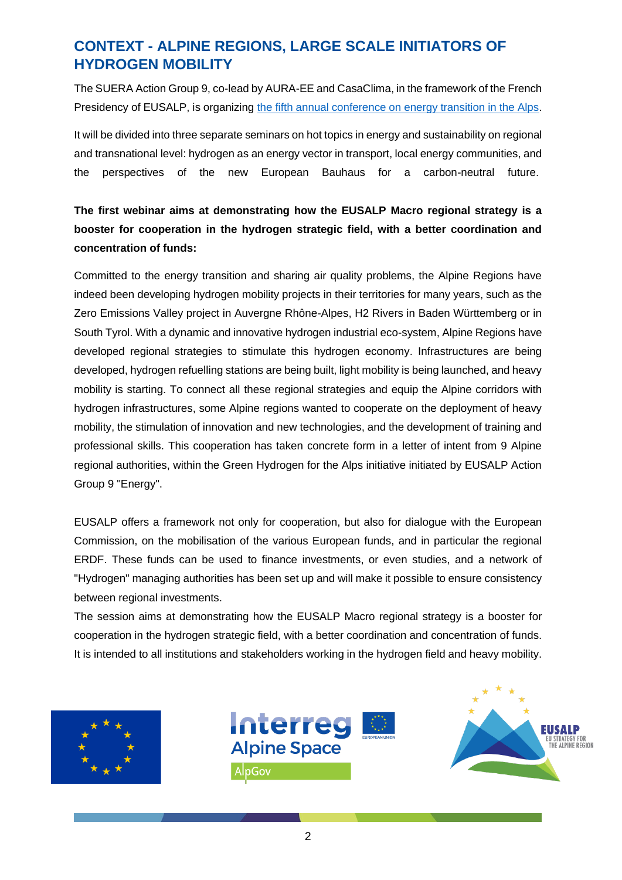## CONTEXT - ALPINE REGIONS, LARGE SCALE INITIATORS OF HYDROGEN MOBILITY

The SUERA Action Group 9, co-lead by AURA-EE and CasaClima, in the framework of the French Presidency of EUSALP, is organizing the fifth annual conference on energy transition in the Alps.

It will be divided into three separate seminars on hot topics in energy and sustainability on regional and transnational level: hydrogen as an energy vector in transport, local energy communities, and the perspectives of the new European Bauhaus for a carbon-neutral future.

**The first webinar aims at demonstrating how the EUSALP Macro regional strategy is a booster for cooperation in the hydrogen strategic field, with a better coordination and concentration of funds:**

Committed to the energy transition and sharing air quality problems, the Alpine Regions have indeed been developing hydrogen mobility projects in their territories for many years, such as the Zero Emissions Valley project in Auvergne Rhône-Alpes, H2 Rivers in Baden Württemberg or in South Tyrol. With a dynamic and innovative hydrogen industrial eco-system, Alpine Regions have developed regional strategies to stimulate this hydrogen economy. Infrastructures are being developed, hydrogen refuelling stations are being built, light mobility is being launched, and heavy mobility is starting. To connect all these regional strategies and equip the Alpine corridors with hydrogen infrastructures, some Alpine regions wanted to cooperate on the deployment of heavy mobility, the stimulation of innovation and new technologies, and the development of training and professional skills. This cooperation has taken concrete form in a letter of intent from 9 Alpine regional authorities, within the Green Hydrogen for the Alps initiative initiated by EUSALP Action Group 9 "Energy".

EUSALP offers a framework not only for cooperation, but also for dialogue with the European Commission, on the mobilisation of the various European funds, and in particular the regional ERDF. These funds can be used to finance investments, or even studies, and a network of "Hydrogen" managing authorities has been set up and will make it possible to ensure consistency between regional investments.

The session aims at demonstrating how the EUSALP Macro regional strategy is a booster for cooperation in the hydrogen strategic field, with a better coordination and concentration of funds. It is intended to all institutions and stakeholders working in the hydrogen field and heavy mobility.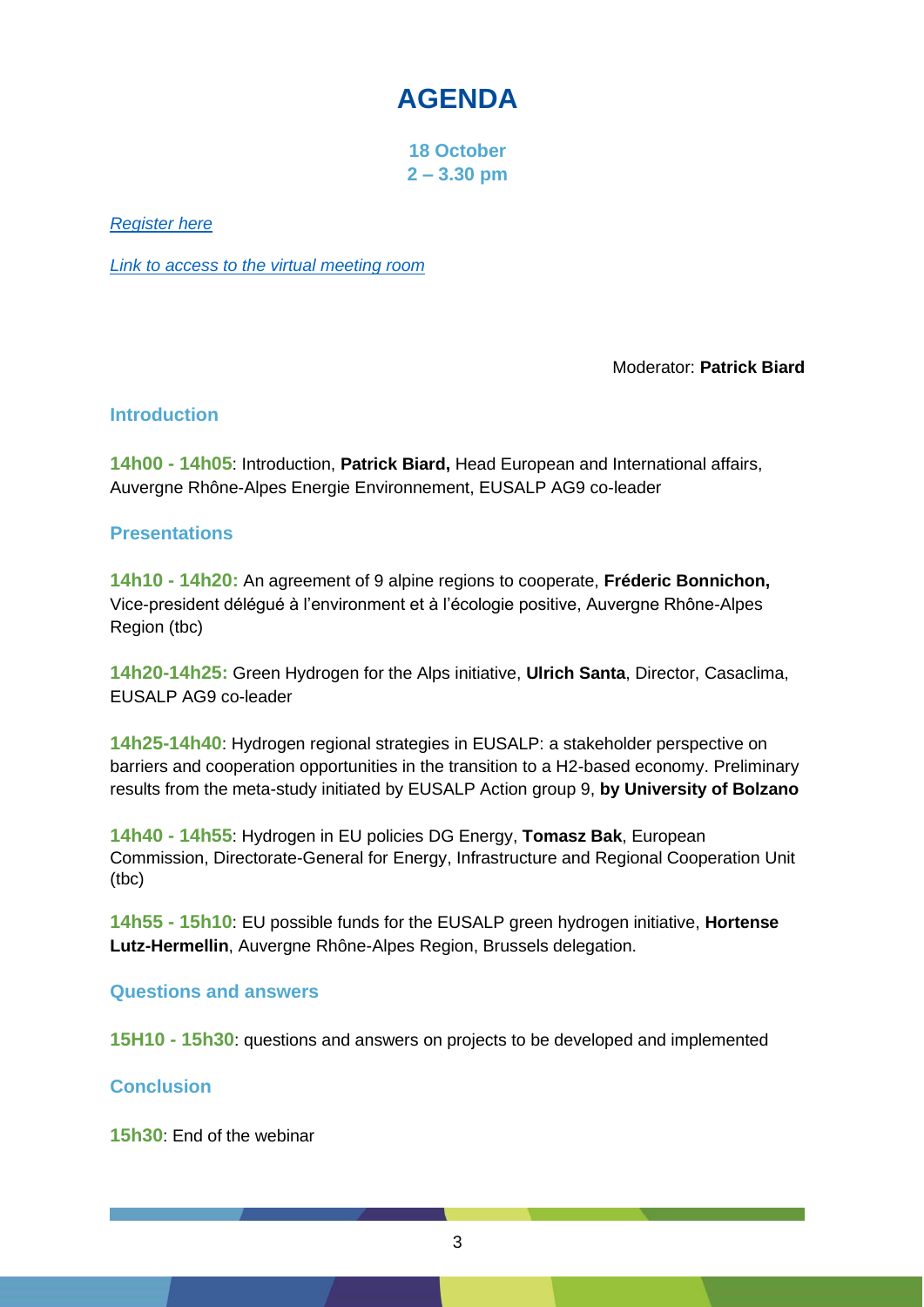# AGENDA

**18 October**
**2 – 3.30 pm**

*[Register here](#)*

*[Link to access to the virtual meeting room](#)*

Moderator: **Patrick Biard**

## Introduction

**14h00 - 14h05**: Introduction, **Patrick Biard,** Head European and International affairs, Auvergne Rhône-Alpes Energie Environnement, EUSALP AG9 co-leader

## Presentations

**14h10 - 14h20:** An agreement of 9 alpine regions to cooperate, **Fréderic Bonnichon,** Vice-president délégué à l'environment et à l'écologie positive, Auvergne Rhône-Alpes Region (tbc)

**14h20-14h25:** Green Hydrogen for the Alps initiative, **Ulrich Santa**, Director, Casaclima, EUSALP AG9 co-leader

**14h25-14h40**: Hydrogen regional strategies in EUSALP: a stakeholder perspective on barriers and cooperation opportunities in the transition to a H2-based economy. Preliminary results from the meta-study initiated by EUSALP Action group 9, **by University of Bolzano**

**14h40 - 14h55**: Hydrogen in EU policies DG Energy, **Tomasz Bak**, European Commission, Directorate-General for Energy, Infrastructure and Regional Cooperation Unit (tbc)

**14h55 - 15h10**: EU possible funds for the EUSALP green hydrogen initiative, **Hortense Lutz-Hermellin**, Auvergne Rhône-Alpes Region, Brussels delegation.

## Questions and answers

**15H10 - 15h30**: questions and answers on projects to be developed and implemented

## Conclusion

**15h30**: End of the webinar